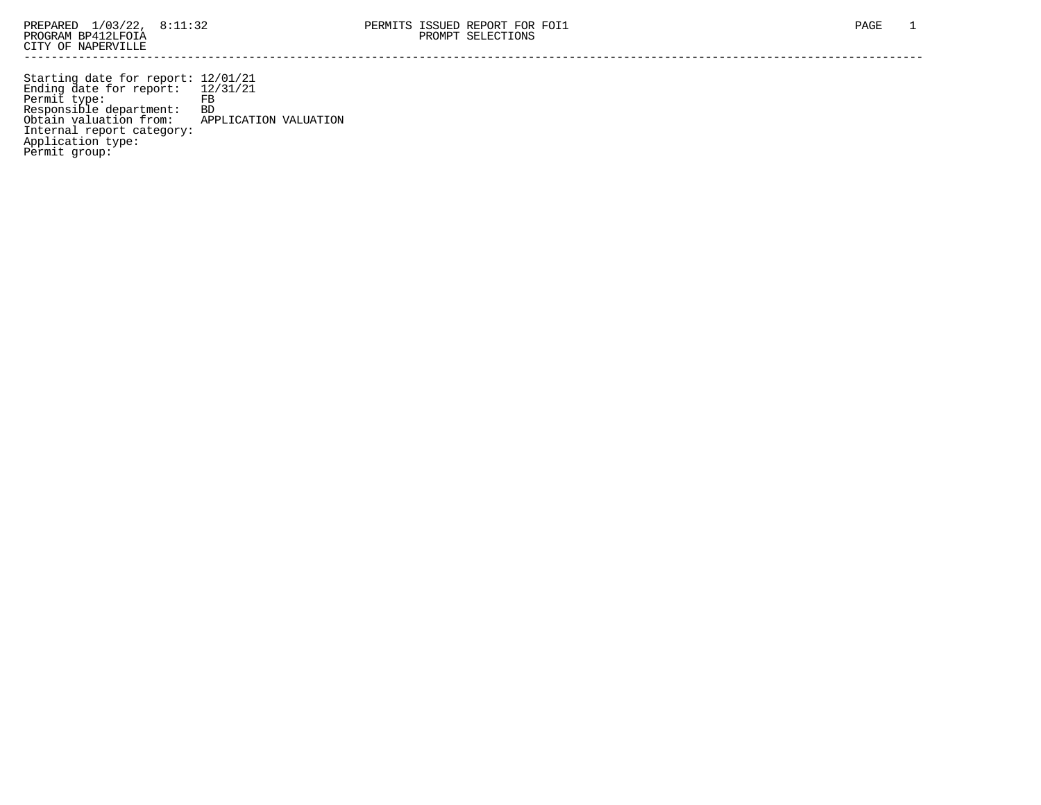PREPARED 1/03/22, 8:11:32 PERMITS ISSUED REPORT FOR FOI1
PROGRAM BP412LFOIA PROMPT SELECTIONS
CITY OF NAPERVILLE

---

Starting date for report: 12/01/21
Ending date for report: 12/31/21
Permit type: FB
Responsible department: BD
Obtain valuation from: APPLICATION VALUATION
Internal report category:
Application type:
Permit group: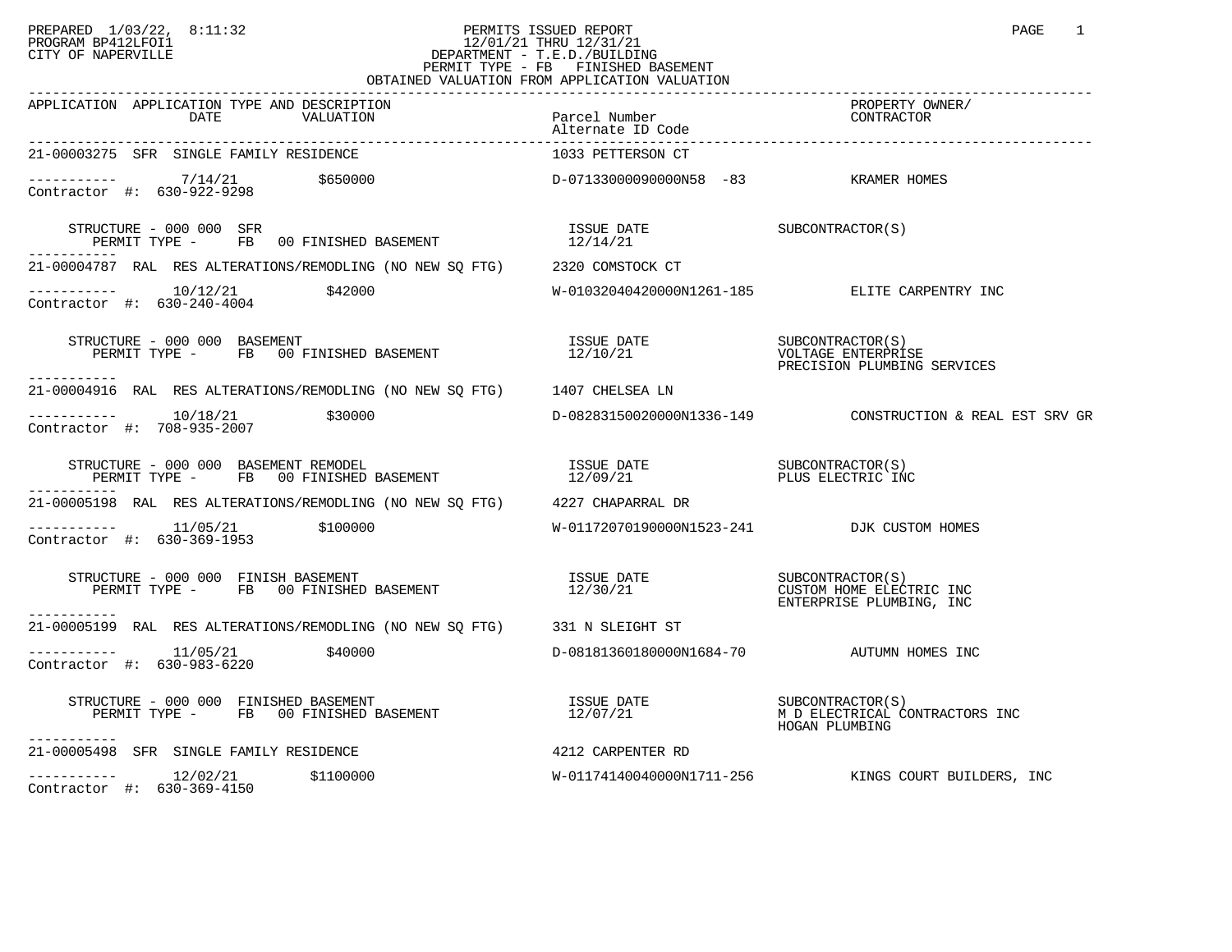PREPARED 1/03/22, 8:11:32
PROGRAM BP412LFOI1
CITY OF NAPERVILLE

PERMITS ISSUED REPORT
12/01/21 THRU 12/31/21
DEPARTMENT - T.E.D./BUILDING
PERMIT TYPE - FB FINISHED BASEMENT
OBTAINED VALUATION FROM APPLICATION VALUATION

| APPLICATION | APPLICATION TYPE AND DESCRIPTION / DATE / VALUATION | Parcel Number / Alternate ID Code | PROPERTY OWNER/ CONTRACTOR |
|---|---|---|---|
| 21-00003275 | SFR SINGLE FAMILY RESIDENCE | 1033 PETTERSON CT | |
| ----------- | 7/14/21 $650000 | D-07133000090000N58 -83 | KRAMER HOMES |
| Contractor #: 630-922-9298 | | | |
| | STRUCTURE - 000 000 SFR / PERMIT TYPE - FB 00 FINISHED BASEMENT | ISSUE DATE 12/14/21 | SUBCONTRACTOR(S) |
| 21-00004787 | RAL RES ALTERATIONS/REMODLING (NO NEW SQ FTG) | 2320 COMSTOCK CT | |
| ----------- | 10/12/21 $42000 | W-01032040420000N1261-185 | ELITE CARPENTRY INC |
| Contractor #: 630-240-4004 | | | |
| | STRUCTURE - 000 000 BASEMENT / PERMIT TYPE - FB 00 FINISHED BASEMENT | ISSUE DATE 12/10/21 | SUBCONTRACTOR(S) VOLTAGE ENTERPRISE, PRECISION PLUMBING SERVICES |
| 21-00004916 | RAL RES ALTERATIONS/REMODLING (NO NEW SQ FTG) | 1407 CHELSEA LN | |
| ----------- | 10/18/21 $30000 | D-08283150020000N1336-149 | CONSTRUCTION & REAL EST SRV GR |
| Contractor #: 708-935-2007 | | | |
| | STRUCTURE - 000 000 BASEMENT REMODEL / PERMIT TYPE - FB 00 FINISHED BASEMENT | ISSUE DATE 12/09/21 | SUBCONTRACTOR(S) PLUS ELECTRIC INC |
| 21-00005198 | RAL RES ALTERATIONS/REMODLING (NO NEW SQ FTG) | 4227 CHAPARRAL DR | |
| ----------- | 11/05/21 $100000 | W-01172070190000N1523-241 | DJK CUSTOM HOMES |
| Contractor #: 630-369-1953 | | | |
| | STRUCTURE - 000 000 FINISH BASEMENT / PERMIT TYPE - FB 00 FINISHED BASEMENT | ISSUE DATE 12/30/21 | SUBCONTRACTOR(S) CUSTOM HOME ELECTRIC INC, ENTERPRISE PLUMBING, INC |
| 21-00005199 | RAL RES ALTERATIONS/REMODLING (NO NEW SQ FTG) | 331 N SLEIGHT ST | |
| ----------- | 11/05/21 $40000 | D-08181360180000N1684-70 | AUTUMN HOMES INC |
| Contractor #: 630-983-6220 | | | |
| | STRUCTURE - 000 000 FINISHED BASEMENT / PERMIT TYPE - FB 00 FINISHED BASEMENT | ISSUE DATE 12/07/21 | SUBCONTRACTOR(S) M D ELECTRICAL CONTRACTORS INC, HOGAN PLUMBING |
| 21-00005498 | SFR SINGLE FAMILY RESIDENCE | 4212 CARPENTER RD | |
| ----------- | 12/02/21 $1100000 | W-01174140040000N1711-256 | KINGS COURT BUILDERS, INC |
| Contractor #: 630-369-4150 | | | |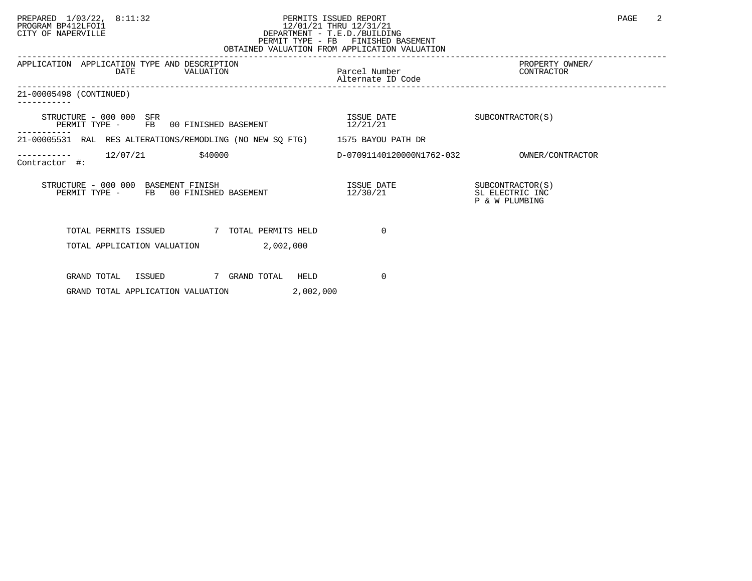PREPARED 1/03/22, 8:11:32
PROGRAM BP412LFOI1
CITY OF NAPERVILLE

PERMITS ISSUED REPORT
12/01/21 THRU 12/31/21
DEPARTMENT - T.E.D./BUILDING
PERMIT TYPE - FB FINISHED BASEMENT
OBTAINED VALUATION FROM APPLICATION VALUATION

| APPLICATION | APPLICATION TYPE AND DESCRIPTION DATE | VALUATION | Parcel Number Alternate ID Code | PROPERTY OWNER/ CONTRACTOR |
|---|---|---|---|---|

21-00005498 (CONTINUED)

STRUCTURE - 000 000 SFR
PERMIT TYPE - FB 00 FINISHED BASEMENT
ISSUE DATE 12/21/21
SUBCONTRACTOR(S)

21-00005531 RAL RES ALTERATIONS/REMODLING (NO NEW SQ FTG) 1575 BAYOU PATH DR

12/07/21 $40000 D-07091140120000N1762-032 OWNER/CONTRACTOR

Contractor #:

STRUCTURE - 000 000 BASEMENT FINISH
PERMIT TYPE - FB 00 FINISHED BASEMENT
ISSUE DATE 12/30/21
SUBCONTRACTOR(S)
SL ELECTRIC INC
P & W PLUMBING

TOTAL PERMITS ISSUED 7 TOTAL PERMITS HELD 0

TOTAL APPLICATION VALUATION 2,002,000

GRAND TOTAL ISSUED 7 GRAND TOTAL HELD 0

GRAND TOTAL APPLICATION VALUATION 2,002,000